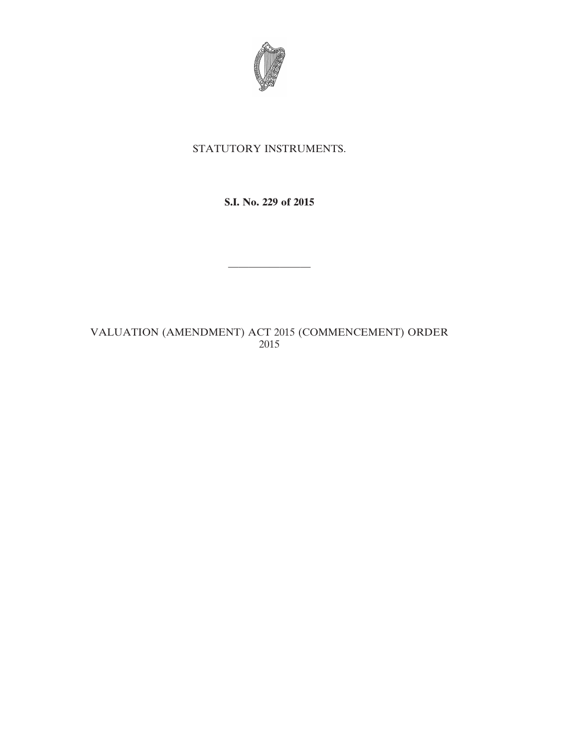STATUTORY INSTRUMENTS.

**S.I. No. 229 of 2015**

————————

VALUATION (AMENDMENT) ACT 2015 (COMMENCEMENT) ORDER 2015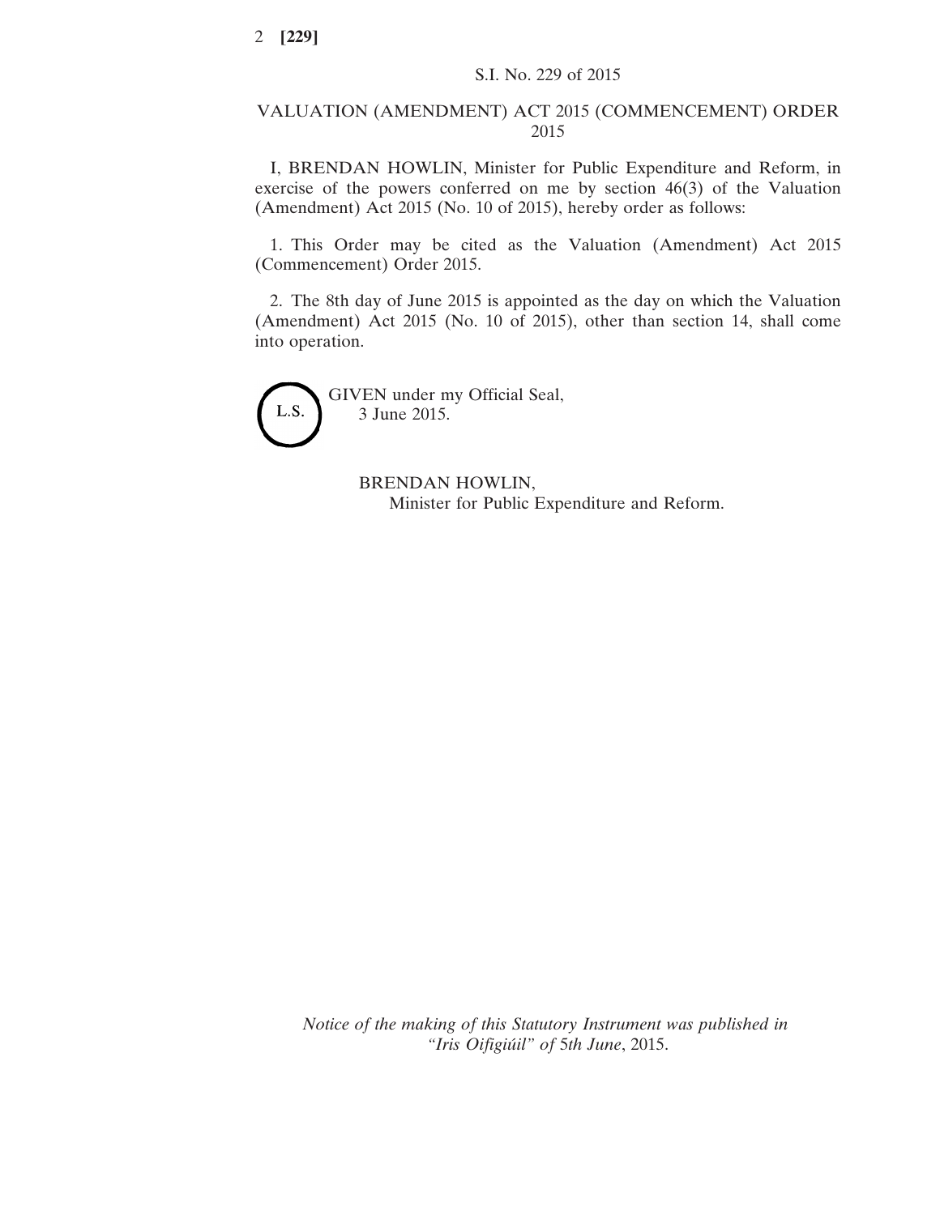S.I. No. 229 of 2015

# VALUATION (AMENDMENT) ACT 2015 (COMMENCEMENT) ORDER 2015

I, BRENDAN HOWLIN, Minister for Public Expenditure and Reform, in exercise of the powers conferred on me by section 46(3) of the Valuation (Amendment) Act 2015 (No. 10 of 2015), hereby order as follows:

1. This Order may be cited as the Valuation (Amendment) Act 2015 (Commencement) Order 2015.

2. The 8th day of June 2015 is appointed as the day on which the Valuation (Amendment) Act 2015 (No. 10 of 2015), other than section 14, shall come into operation.

L.S.

GIVEN under my Official Seal,
3 June 2015.

BRENDAN HOWLIN,
Minister for Public Expenditure and Reform.

*Notice of the making of this Statutory Instrument was published in "Iris Oifigiúil" of 5th June, 2015.*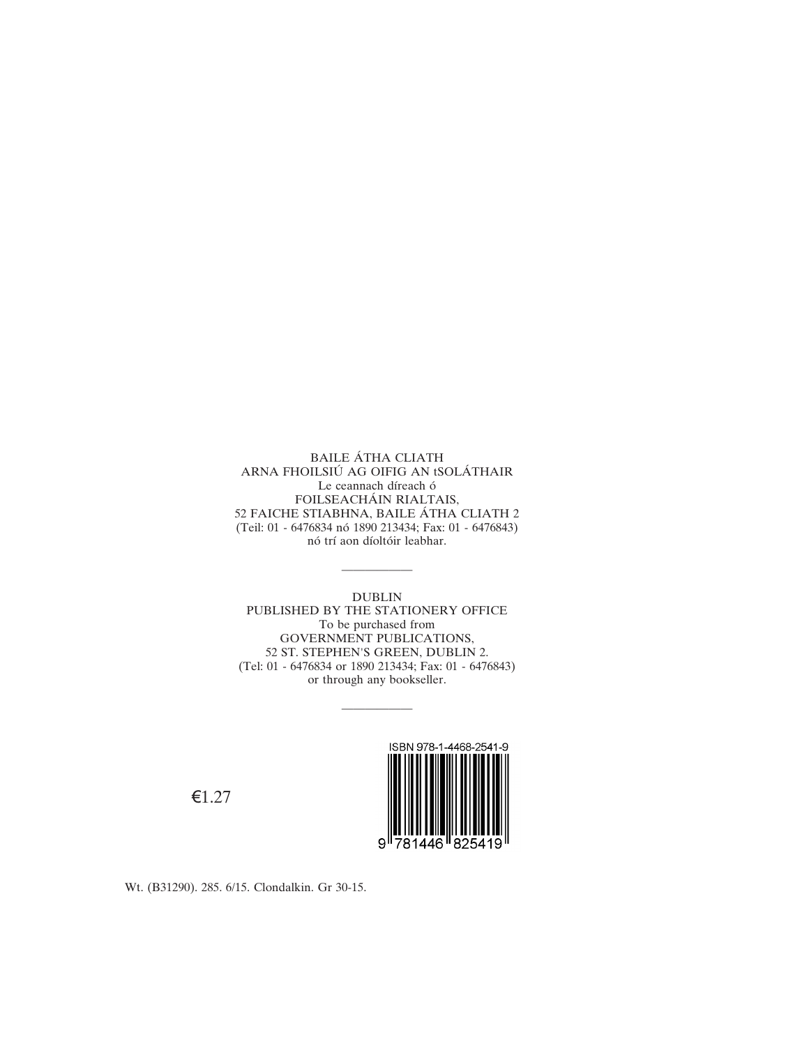BAILE ÁTHA CLIATH
ARNA FHOILSIÚ AG OIFIG AN tSOLÁTHAIR
Le ceannach díreach ó
FOILSEACHÁIN RIALTAIS,
52 FAICHE STIABHNA, BAILE ÁTHA CLIATH 2
(Teil: 01 - 6476834 nó 1890 213434; Fax: 01 - 6476843)
nó trí aon díoltóir leabhar.

---

DUBLIN
PUBLISHED BY THE STATIONERY OFFICE
To be purchased from
GOVERNMENT PUBLICATIONS,
52 ST. STEPHEN'S GREEN, DUBLIN 2.
(Tel: 01 - 6476834 or 1890 213434; Fax: 01 - 6476843)
or through any bookseller.

---

ISBN 978-1-4468-2541-9

9 781446 825419

€1.27

Wt. (B31290). 285. 6/15. Clondalkin. Gr 30-15.